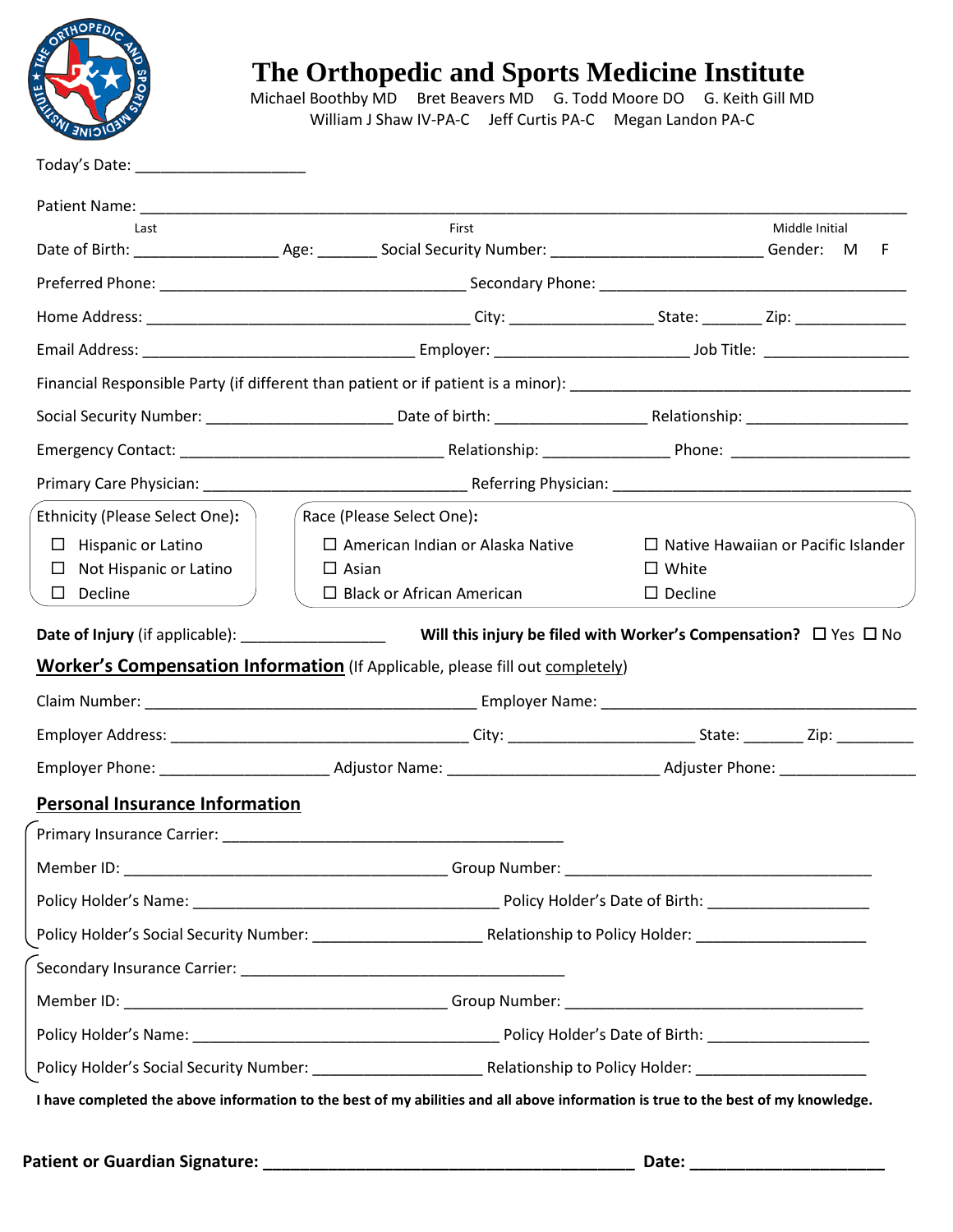# The Orthopedic and Sports Medicine Institute

Michael Boothby MD    Bret Beavers MD    G. Todd Moore DO    G. Keith Gill MD
William J Shaw IV-PA-C    Jeff Curtis PA-C    Megan Landon PA-C

Today's Date: ___________________

Patient Name: ______________________________________________________________________________
Last    First    Middle Initial

Date of Birth: _______________ Age: _______ Social Security Number: _______________________ Gender: M F

Preferred Phone: __________________________________ Secondary Phone: __________________________________

Home Address: ____________________________________ City: ________________ State: _______ Zip: ____________

Email Address: ______________________________ Employer: ______________________ Job Title: ________________

Financial Responsible Party (if different than patient or if patient is a minor): ________________________________________

Social Security Number: _____________________ Date of birth: _________________ Relationship: __________________

Emergency Contact: _____________________________ Relationship: ______________ Phone: ____________________

Primary Care Physician: _____________________________ Referring Physician: __________________________________

**Ethnicity (Please Select One):**

- ☐ Hispanic or Latino
- ☐ Not Hispanic or Latino
- ☐ Decline

**Race (Please Select One):**

- ☐ American Indian or Alaska Native
- ☐ Asian
- ☐ Black or African American
- ☐ Native Hawaiian or Pacific Islander
- ☐ White
- ☐ Decline

**Date of Injury** (if applicable): ________________    **Will this injury be filed with Worker's Compensation?** ☐ Yes ☐ No

## Worker's Compensation Information (If Applicable, please fill out completely)

Claim Number: _____________________________________ Employer Name: ____________________________________

Employer Address: _________________________________ City: _____________________ State: _______ Zip: _________

Employer Phone: ___________________ Adjustor Name: _______________________ Adjuster Phone: _______________

## Personal Insurance Information

Primary Insurance Carrier: ______________________________________

Member ID: ____________________________________ Group Number: __________________________________

Policy Holder's Name: __________________________________ Policy Holder's Date of Birth: __________________

Policy Holder's Social Security Number: ___________________ Relationship to Policy Holder: ___________________

Secondary Insurance Carrier: ____________________________________

Member ID: ____________________________________ Group Number: _________________________________

Policy Holder's Name: __________________________________ Policy Holder's Date of Birth: __________________

Policy Holder's Social Security Number: ___________________ Relationship to Policy Holder: ___________________

**I have completed the above information to the best of my abilities and all above information is true to the best of my knowledge.**

**Patient or Guardian Signature:** ________________________________________ **Date:** _____________________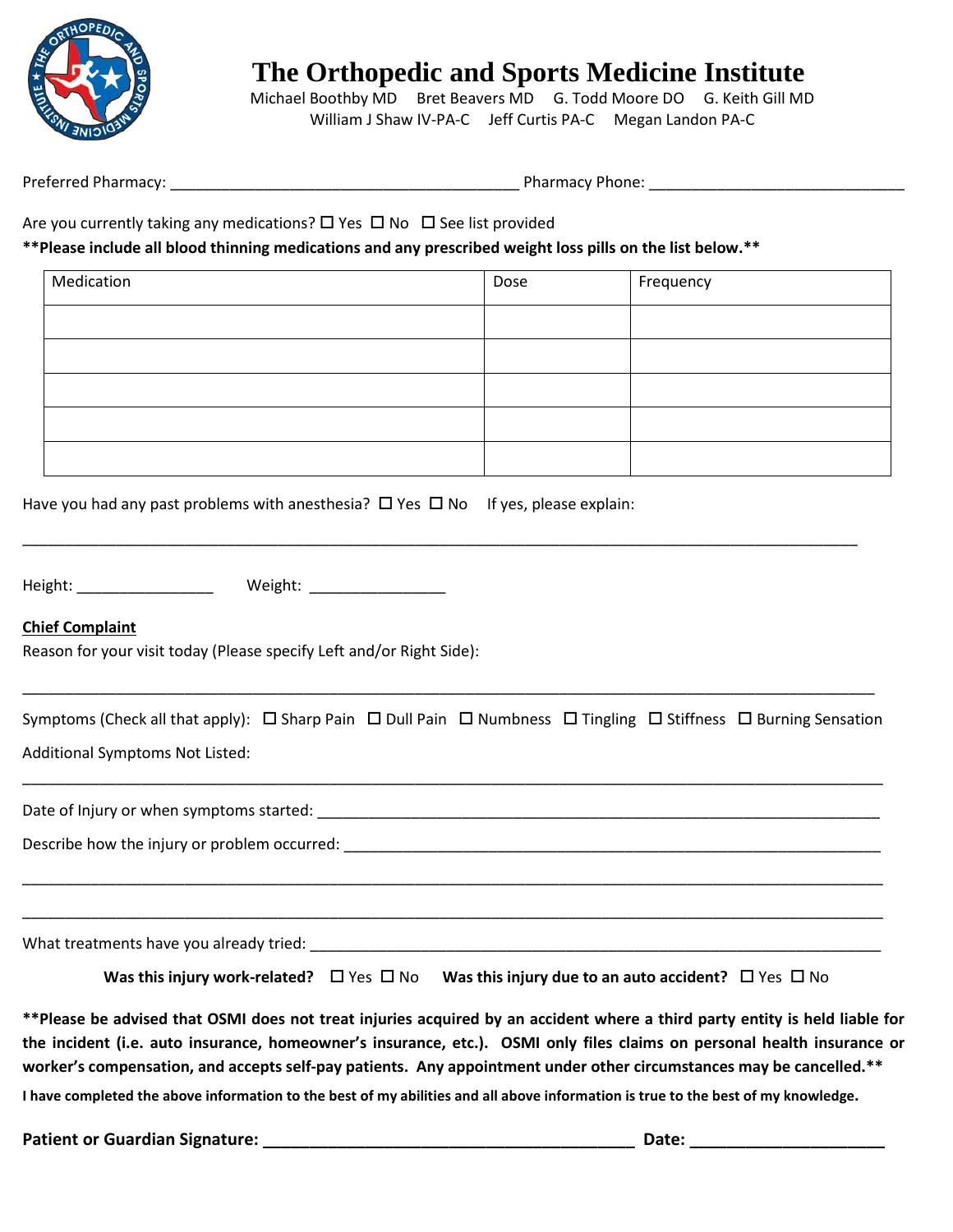# The Orthopedic and Sports Medicine Institute

Michael Boothby MD  Bret Beavers MD  G. Todd Moore DO  G. Keith Gill MD
William J Shaw IV-PA-C  Jeff Curtis PA-C  Megan Landon PA-C

Preferred Pharmacy: ________________________________________ Pharmacy Phone: ____________________________

Are you currently taking any medications? ☐ Yes ☐ No ☐ See list provided

**\*\*Please include all blood thinning medications and any prescribed weight loss pills on the list below.\*\***

| Medication | Dose | Frequency |
|---|---|---|
| | | |
| | | |
| | | |
| | | |
| | | |

Have you had any past problems with anesthesia? ☐ Yes ☐ No  If yes, please explain:

______________________________________________________________________________________________

Height: _______________  Weight: _______________

**Chief Complaint**

Reason for your visit today (Please specify Left and/or Right Side):

______________________________________________________________________________________________

Symptoms (Check all that apply): ☐ Sharp Pain ☐ Dull Pain ☐ Numbness ☐ Tingling ☐ Stiffness ☐ Burning Sensation

Additional Symptoms Not Listed:

______________________________________________________________________________________________

Date of Injury or when symptoms started: ______________________________________________________________

Describe how the injury or problem occurred: ___________________________________________________________

______________________________________________________________________________________________

______________________________________________________________________________________________

What treatments have you already tried: _______________________________________________________________

**Was this injury work-related?** ☐ Yes ☐ No  **Was this injury due to an auto accident?** ☐ Yes ☐ No

**\*\*Please be advised that OSMI does not treat injuries acquired by an accident where a third party entity is held liable for the incident (i.e. auto insurance, homeowner's insurance, etc.). OSMI only files claims on personal health insurance or worker's compensation, and accepts self-pay patients. Any appointment under other circumstances may be cancelled.\*\***

**I have completed the above information to the best of my abilities and all above information is true to the best of my knowledge.**

**Patient or Guardian Signature: ________________________________________ Date: ____________________**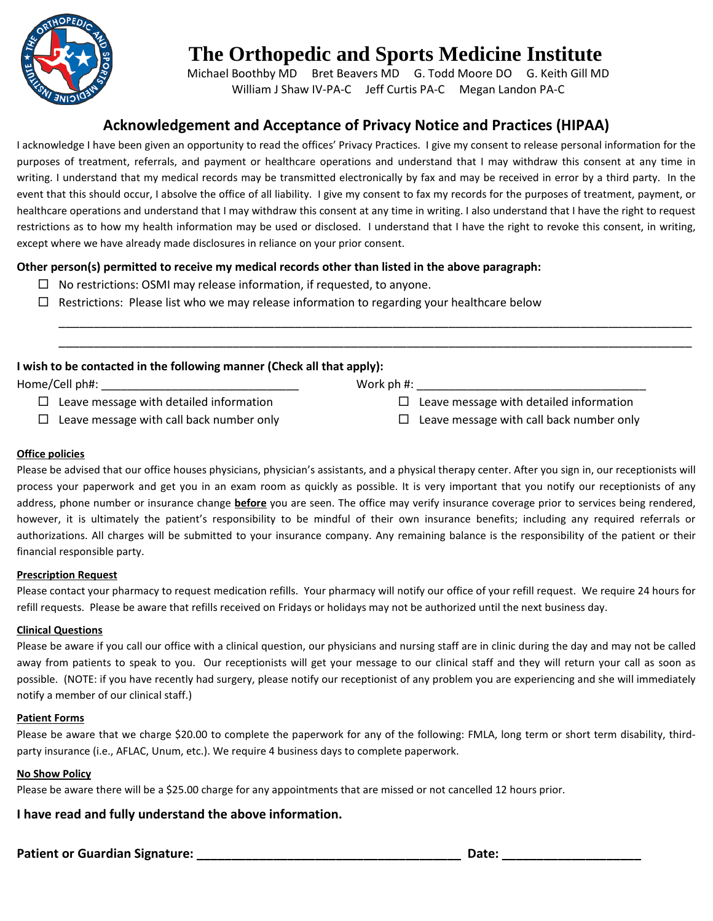# The Orthopedic and Sports Medicine Institute

Michael Boothby MD    Bret Beavers MD    G. Todd Moore DO    G. Keith Gill MD
William J Shaw IV-PA-C    Jeff Curtis PA-C    Megan Landon PA-C

## Acknowledgement and Acceptance of Privacy Notice and Practices (HIPAA)

I acknowledge I have been given an opportunity to read the offices' Privacy Practices. I give my consent to release personal information for the purposes of treatment, referrals, and payment or healthcare operations and understand that I may withdraw this consent at any time in writing. I understand that my medical records may be transmitted electronically by fax and may be received in error by a third party. In the event that this should occur, I absolve the office of all liability. I give my consent to fax my records for the purposes of treatment, payment, or healthcare operations and understand that I may withdraw this consent at any time in writing. I also understand that I have the right to request restrictions as to how my health information may be used or disclosed. I understand that I have the right to revoke this consent, in writing, except where we have already made disclosures in reliance on your prior consent.

**Other person(s) permitted to receive my medical records other than listed in the above paragraph:**

- ☐ No restrictions: OSMI may release information, if requested, to anyone.
- ☐ Restrictions: Please list who we may release information to regarding your healthcare below

_______________________________________________________________________________

_______________________________________________________________________________

**I wish to be contacted in the following manner (Check all that apply):**

Home/Cell ph#: ______________________________

- ☐ Leave message with detailed information
- ☐ Leave message with call back number only

Work ph #: ___________________________________

- ☐ Leave message with detailed information
- ☐ Leave message with call back number only

**Office policies**

Please be advised that our office houses physicians, physician's assistants, and a physical therapy center. After you sign in, our receptionists will process your paperwork and get you in an exam room as quickly as possible. It is very important that you notify our receptionists of any address, phone number or insurance change **before** you are seen. The office may verify insurance coverage prior to services being rendered, however, it is ultimately the patient's responsibility to be mindful of their own insurance benefits; including any required referrals or authorizations. All charges will be submitted to your insurance company. Any remaining balance is the responsibility of the patient or their financial responsible party.

**Prescription Request**

Please contact your pharmacy to request medication refills. Your pharmacy will notify our office of your refill request. We require 24 hours for refill requests. Please be aware that refills received on Fridays or holidays may not be authorized until the next business day.

**Clinical Questions**

Please be aware if you call our office with a clinical question, our physicians and nursing staff are in clinic during the day and may not be called away from patients to speak to you. Our receptionists will get your message to our clinical staff and they will return your call as soon as possible. (NOTE: if you have recently had surgery, please notify our receptionist of any problem you are experiencing and she will immediately notify a member of our clinical staff.)

**Patient Forms**

Please be aware that we charge $20.00 to complete the paperwork for any of the following: FMLA, long term or short term disability, third-party insurance (i.e., AFLAC, Unum, etc.). We require 4 business days to complete paperwork.

**No Show Policy**

Please be aware there will be a $25.00 charge for any appointments that are missed or not cancelled 12 hours prior.

**I have read and fully understand the above information.**

**Patient or Guardian Signature:** ______________________________________ **Date:** ____________________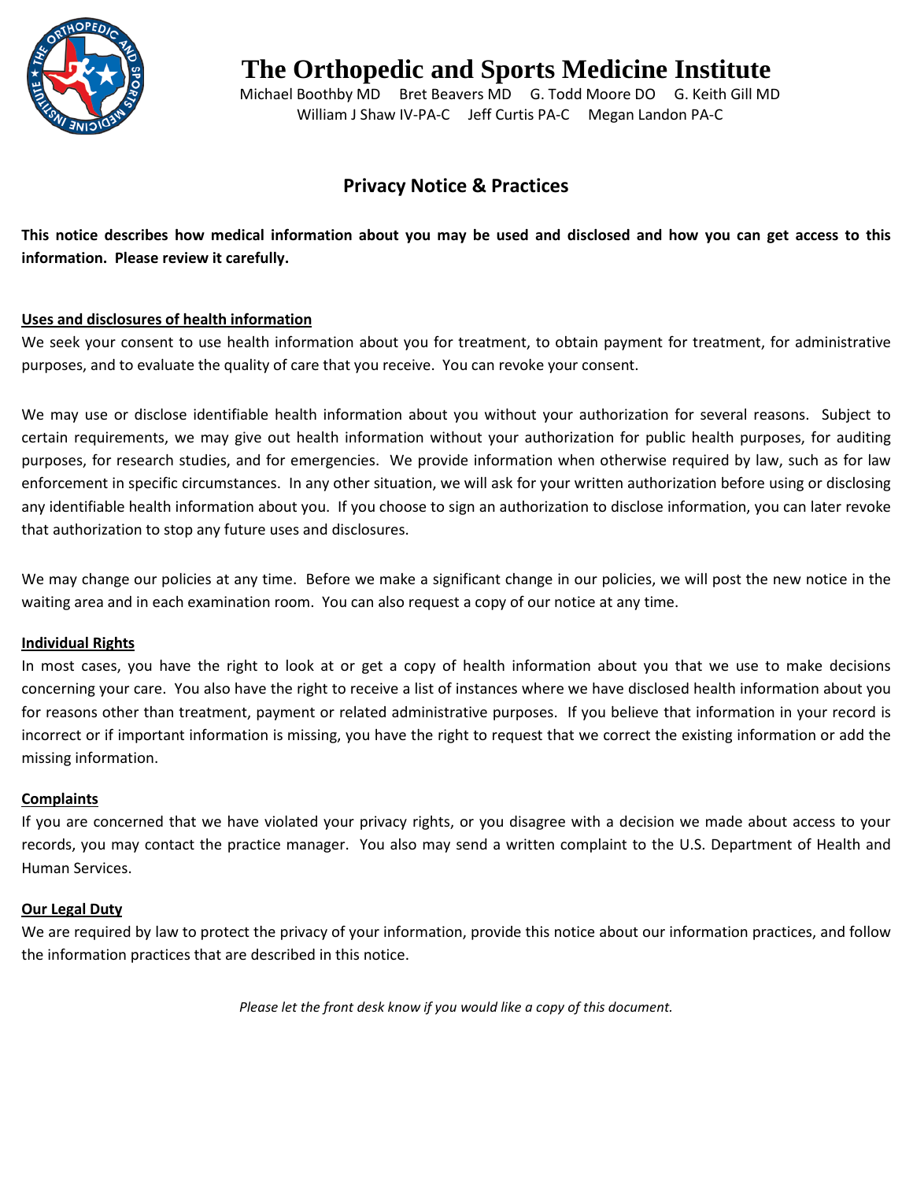# The Orthopedic and Sports Medicine Institute

Michael Boothby MD    Bret Beavers MD    G. Todd Moore DO    G. Keith Gill MD
William J Shaw IV-PA-C    Jeff Curtis PA-C    Megan Landon PA-C

## Privacy Notice & Practices

**This notice describes how medical information about you may be used and disclosed and how you can get access to this information. Please review it carefully.**

**Uses and disclosures of health information**

We seek your consent to use health information about you for treatment, to obtain payment for treatment, for administrative purposes, and to evaluate the quality of care that you receive. You can revoke your consent.

We may use or disclose identifiable health information about you without your authorization for several reasons. Subject to certain requirements, we may give out health information without your authorization for public health purposes, for auditing purposes, for research studies, and for emergencies. We provide information when otherwise required by law, such as for law enforcement in specific circumstances. In any other situation, we will ask for your written authorization before using or disclosing any identifiable health information about you. If you choose to sign an authorization to disclose information, you can later revoke that authorization to stop any future uses and disclosures.

We may change our policies at any time. Before we make a significant change in our policies, we will post the new notice in the waiting area and in each examination room. You can also request a copy of our notice at any time.

**Individual Rights**

In most cases, you have the right to look at or get a copy of health information about you that we use to make decisions concerning your care. You also have the right to receive a list of instances where we have disclosed health information about you for reasons other than treatment, payment or related administrative purposes. If you believe that information in your record is incorrect or if important information is missing, you have the right to request that we correct the existing information or add the missing information.

**Complaints**

If you are concerned that we have violated your privacy rights, or you disagree with a decision we made about access to your records, you may contact the practice manager. You also may send a written complaint to the U.S. Department of Health and Human Services.

**Our Legal Duty**

We are required by law to protect the privacy of your information, provide this notice about our information practices, and follow the information practices that are described in this notice.

*Please let the front desk know if you would like a copy of this document.*